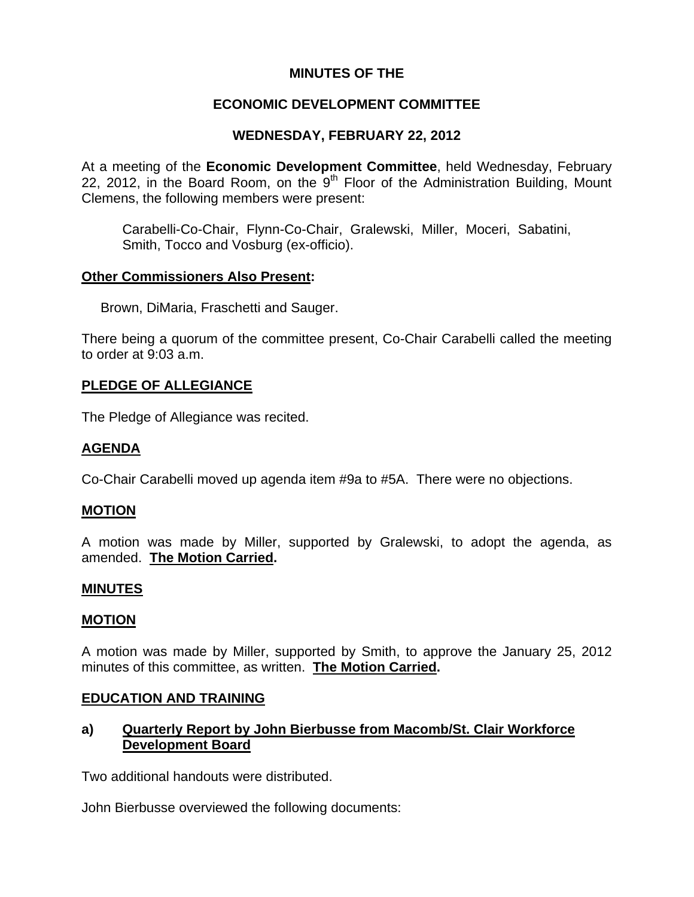# MINUTES OF THE

# ECONOMIC DEVELOPMENT COMMITTEE

# WEDNESDAY, FEBRUARY 22, 2012

At a meeting of the **Economic Development Committee**, held Wednesday, February 22, 2012, in the Board Room, on the 9th Floor of the Administration Building, Mount Clemens, the following members were present:

> Carabelli-Co-Chair, Flynn-Co-Chair, Gralewski, Miller, Moceri, Sabatini, Smith, Tocco and Vosburg (ex-officio).

**Other Commissioners Also Present:**

Brown, DiMaria, Fraschetti and Sauger.

There being a quorum of the committee present, Co-Chair Carabelli called the meeting to order at 9:03 a.m.

## PLEDGE OF ALLEGIANCE

The Pledge of Allegiance was recited.

## AGENDA

Co-Chair Carabelli moved up agenda item #9a to #5A. There were no objections.

## MOTION

A motion was made by Miller, supported by Gralewski, to adopt the agenda, as amended. **The Motion Carried.**

## MINUTES

## MOTION

A motion was made by Miller, supported by Smith, to approve the January 25, 2012 minutes of this committee, as written. **The Motion Carried.**

## EDUCATION AND TRAINING

### a) Quarterly Report by John Bierbusse from Macomb/St. Clair Workforce Development Board

Two additional handouts were distributed.

John Bierbusse overviewed the following documents: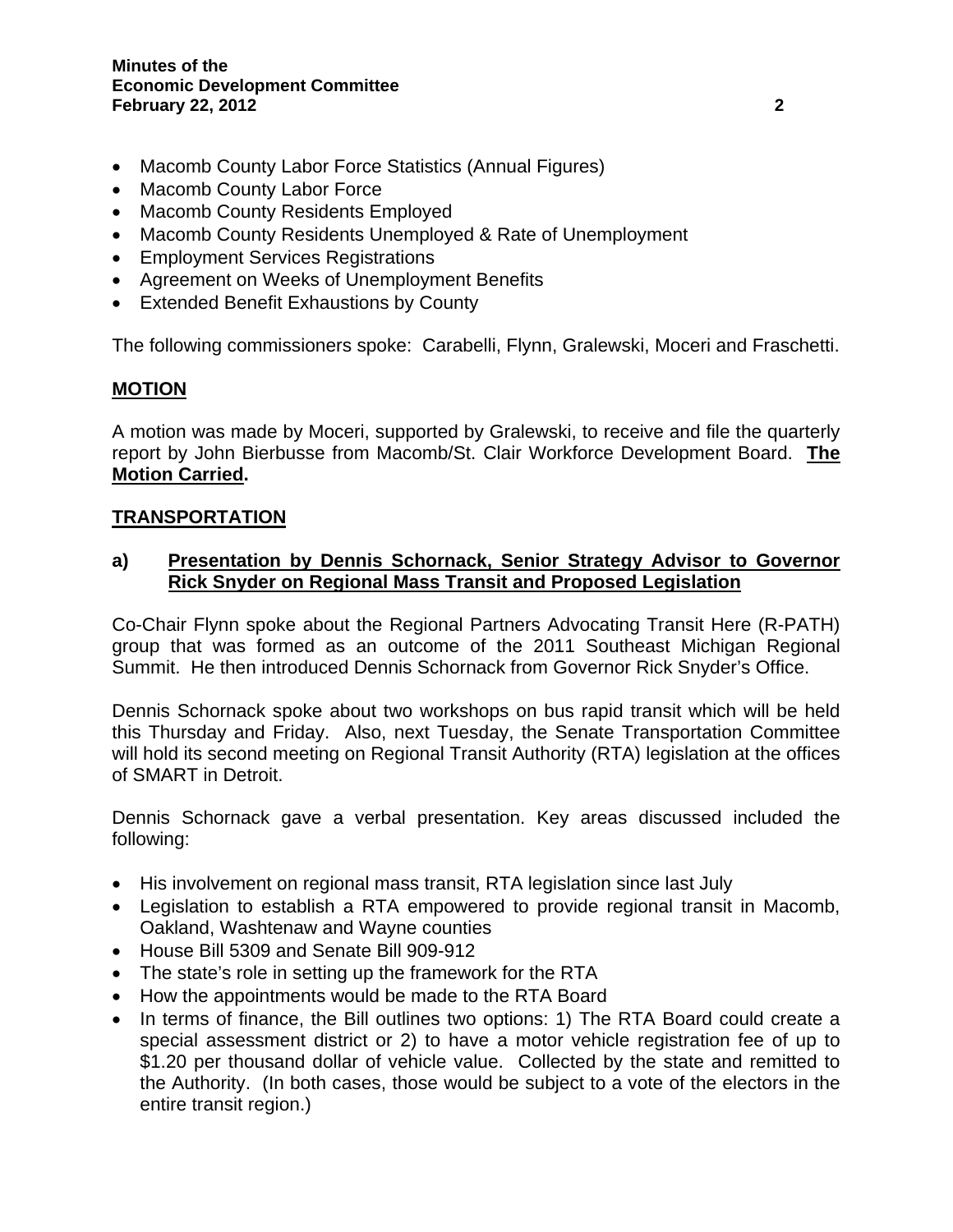- Macomb County Labor Force Statistics (Annual Figures)
- Macomb County Labor Force
- Macomb County Residents Employed
- Macomb County Residents Unemployed & Rate of Unemployment
- Employment Services Registrations
- Agreement on Weeks of Unemployment Benefits
- Extended Benefit Exhaustions by County

The following commissioners spoke: Carabelli, Flynn, Gralewski, Moceri and Fraschetti.

## MOTION

A motion was made by Moceri, supported by Gralewski, to receive and file the quarterly report by John Bierbusse from Macomb/St. Clair Workforce Development Board. **The Motion Carried.**

## TRANSPORTATION

### a) Presentation by Dennis Schornack, Senior Strategy Advisor to Governor Rick Snyder on Regional Mass Transit and Proposed Legislation

Co-Chair Flynn spoke about the Regional Partners Advocating Transit Here (R-PATH) group that was formed as an outcome of the 2011 Southeast Michigan Regional Summit. He then introduced Dennis Schornack from Governor Rick Snyder's Office.

Dennis Schornack spoke about two workshops on bus rapid transit which will be held this Thursday and Friday. Also, next Tuesday, the Senate Transportation Committee will hold its second meeting on Regional Transit Authority (RTA) legislation at the offices of SMART in Detroit.

Dennis Schornack gave a verbal presentation. Key areas discussed included the following:

- His involvement on regional mass transit, RTA legislation since last July
- Legislation to establish a RTA empowered to provide regional transit in Macomb, Oakland, Washtenaw and Wayne counties
- House Bill 5309 and Senate Bill 909-912
- The state's role in setting up the framework for the RTA
- How the appointments would be made to the RTA Board
- In terms of finance, the Bill outlines two options: 1) The RTA Board could create a special assessment district or 2) to have a motor vehicle registration fee of up to $1.20 per thousand dollar of vehicle value. Collected by the state and remitted to the Authority. (In both cases, those would be subject to a vote of the electors in the entire transit region.)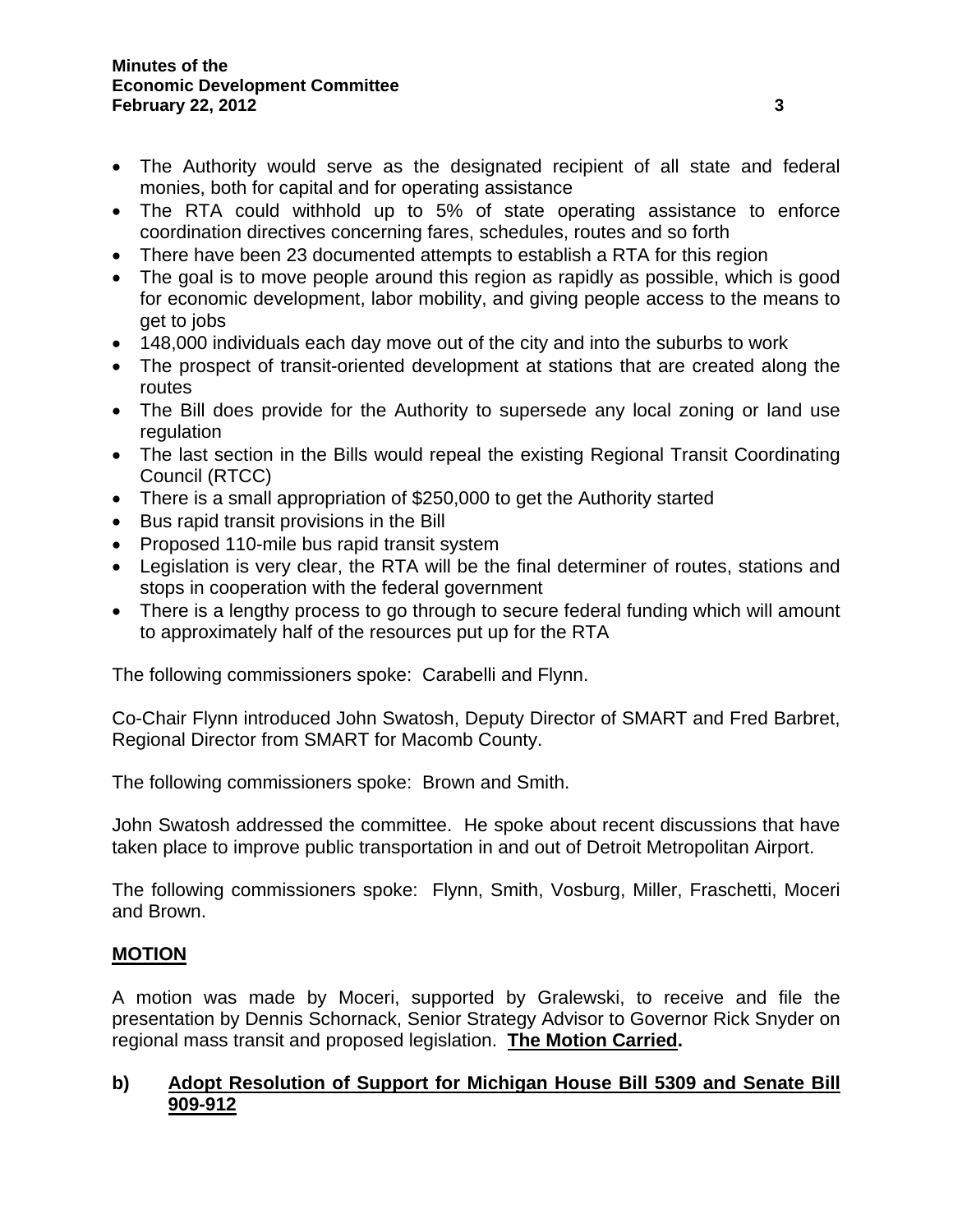- The Authority would serve as the designated recipient of all state and federal monies, both for capital and for operating assistance
- The RTA could withhold up to 5% of state operating assistance to enforce coordination directives concerning fares, schedules, routes and so forth
- There have been 23 documented attempts to establish a RTA for this region
- The goal is to move people around this region as rapidly as possible, which is good for economic development, labor mobility, and giving people access to the means to get to jobs
- 148,000 individuals each day move out of the city and into the suburbs to work
- The prospect of transit-oriented development at stations that are created along the routes
- The Bill does provide for the Authority to supersede any local zoning or land use regulation
- The last section in the Bills would repeal the existing Regional Transit Coordinating Council (RTCC)
- There is a small appropriation of $250,000 to get the Authority started
- Bus rapid transit provisions in the Bill
- Proposed 110-mile bus rapid transit system
- Legislation is very clear, the RTA will be the final determiner of routes, stations and stops in cooperation with the federal government
- There is a lengthy process to go through to secure federal funding which will amount to approximately half of the resources put up for the RTA

The following commissioners spoke: Carabelli and Flynn.

Co-Chair Flynn introduced John Swatosh, Deputy Director of SMART and Fred Barbret, Regional Director from SMART for Macomb County.

The following commissioners spoke: Brown and Smith.

John Swatosh addressed the committee. He spoke about recent discussions that have taken place to improve public transportation in and out of Detroit Metropolitan Airport.

The following commissioners spoke: Flynn, Smith, Vosburg, Miller, Fraschetti, Moceri and Brown.

**MOTION**

A motion was made by Moceri, supported by Gralewski, to receive and file the presentation by Dennis Schornack, Senior Strategy Advisor to Governor Rick Snyder on regional mass transit and proposed legislation. **The Motion Carried.**

**b) Adopt Resolution of Support for Michigan House Bill 5309 and Senate Bill 909-912**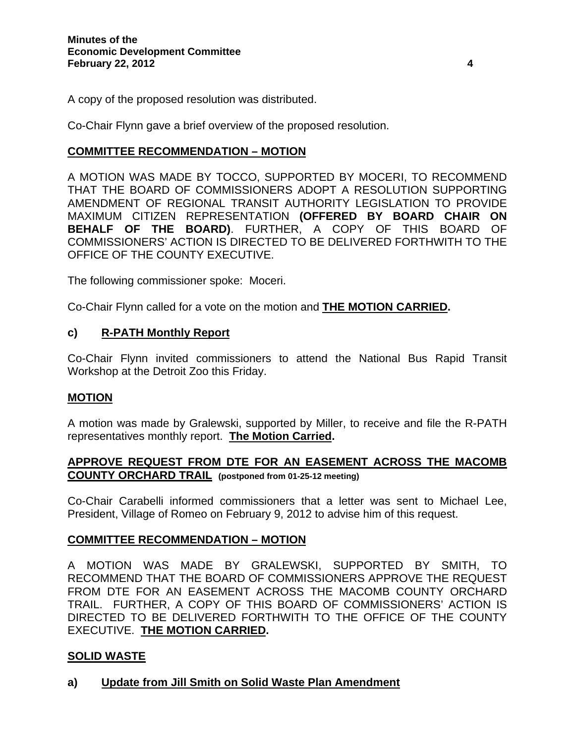A copy of the proposed resolution was distributed.

Co-Chair Flynn gave a brief overview of the proposed resolution.

**COMMITTEE RECOMMENDATION – MOTION**

A MOTION WAS MADE BY TOCCO, SUPPORTED BY MOCERI, TO RECOMMEND THAT THE BOARD OF COMMISSIONERS ADOPT A RESOLUTION SUPPORTING AMENDMENT OF REGIONAL TRANSIT AUTHORITY LEGISLATION TO PROVIDE MAXIMUM CITIZEN REPRESENTATION **(OFFERED BY BOARD CHAIR ON BEHALF OF THE BOARD)**. FURTHER, A COPY OF THIS BOARD OF COMMISSIONERS' ACTION IS DIRECTED TO BE DELIVERED FORTHWITH TO THE OFFICE OF THE COUNTY EXECUTIVE.

The following commissioner spoke: Moceri.

Co-Chair Flynn called for a vote on the motion and **THE MOTION CARRIED.**

## c) R-PATH Monthly Report

Co-Chair Flynn invited commissioners to attend the National Bus Rapid Transit Workshop at the Detroit Zoo this Friday.

**MOTION**

A motion was made by Gralewski, supported by Miller, to receive and file the R-PATH representatives monthly report. **The Motion Carried.**

## APPROVE REQUEST FROM DTE FOR AN EASEMENT ACROSS THE MACOMB COUNTY ORCHARD TRAIL (postponed from 01-25-12 meeting)

Co-Chair Carabelli informed commissioners that a letter was sent to Michael Lee, President, Village of Romeo on February 9, 2012 to advise him of this request.

**COMMITTEE RECOMMENDATION – MOTION**

A MOTION WAS MADE BY GRALEWSKI, SUPPORTED BY SMITH, TO RECOMMEND THAT THE BOARD OF COMMISSIONERS APPROVE THE REQUEST FROM DTE FOR AN EASEMENT ACROSS THE MACOMB COUNTY ORCHARD TRAIL. FURTHER, A COPY OF THIS BOARD OF COMMISSIONERS' ACTION IS DIRECTED TO BE DELIVERED FORTHWITH TO THE OFFICE OF THE COUNTY EXECUTIVE. **THE MOTION CARRIED.**

## SOLID WASTE

## a) Update from Jill Smith on Solid Waste Plan Amendment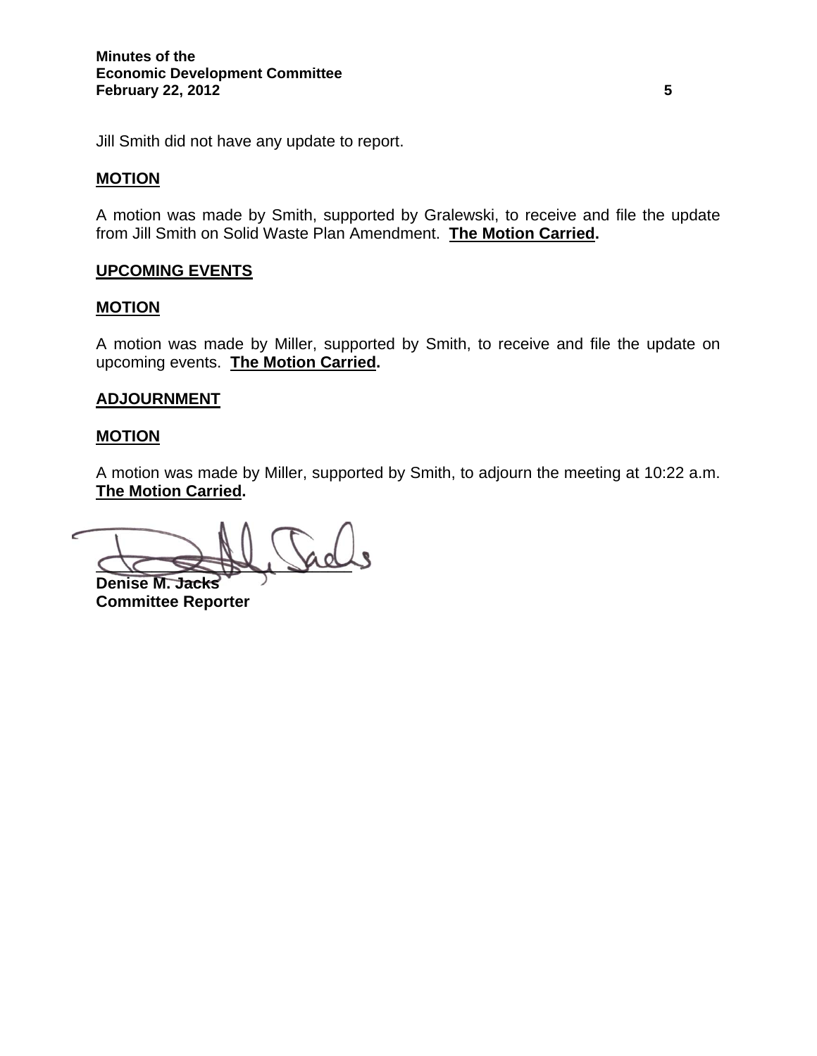Jill Smith did not have any update to report.

**MOTION**

A motion was made by Smith, supported by Gralewski, to receive and file the update from Jill Smith on Solid Waste Plan Amendment. **The Motion Carried.**

**UPCOMING EVENTS**

**MOTION**

A motion was made by Miller, supported by Smith, to receive and file the update on upcoming events. **The Motion Carried.**

**ADJOURNMENT**

**MOTION**

A motion was made by Miller, supported by Smith, to adjourn the meeting at 10:22 a.m. **The Motion Carried.**

**Denise M. Jacks**
**Committee Reporter**